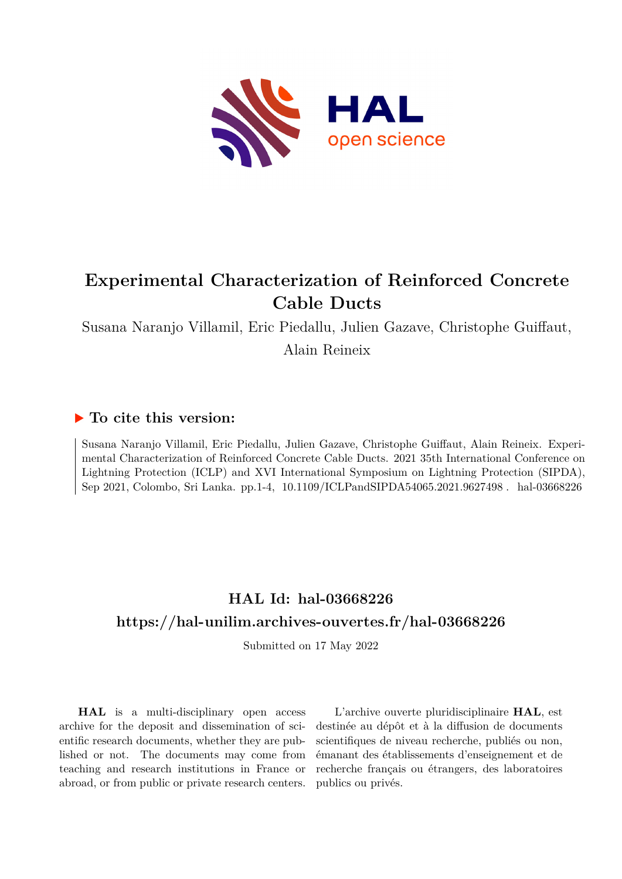# Experimental Characterization of Reinforced Concrete Cable Ducts

Susana Naranjo Villamil, Eric Piedallu, Julien Gazave, Christophe Guiffaut, Alain Reineix

## ▶ To cite this version:

Susana Naranjo Villamil, Eric Piedallu, Julien Gazave, Christophe Guiffaut, Alain Reineix. Experimental Characterization of Reinforced Concrete Cable Ducts. 2021 35th International Conference on Lightning Protection (ICLP) and XVI International Symposium on Lightning Protection (SIPDA), Sep 2021, Colombo, Sri Lanka. pp.1-4, 10.1109/ICLPandSIPDA54065.2021.9627498 . hal-03668226

## HAL Id: hal-03668226

## https://hal-unilim.archives-ouvertes.fr/hal-03668226

Submitted on 17 May 2022

**HAL** is a multi-disciplinary open access archive for the deposit and dissemination of scientific research documents, whether they are published or not. The documents may come from teaching and research institutions in France or abroad, or from public or private research centers.

L'archive ouverte pluridisciplinaire **HAL**, est destinée au dépôt et à la diffusion de documents scientifiques de niveau recherche, publiés ou non, émanant des établissements d'enseignement et de recherche français ou étrangers, des laboratoires publics ou privés.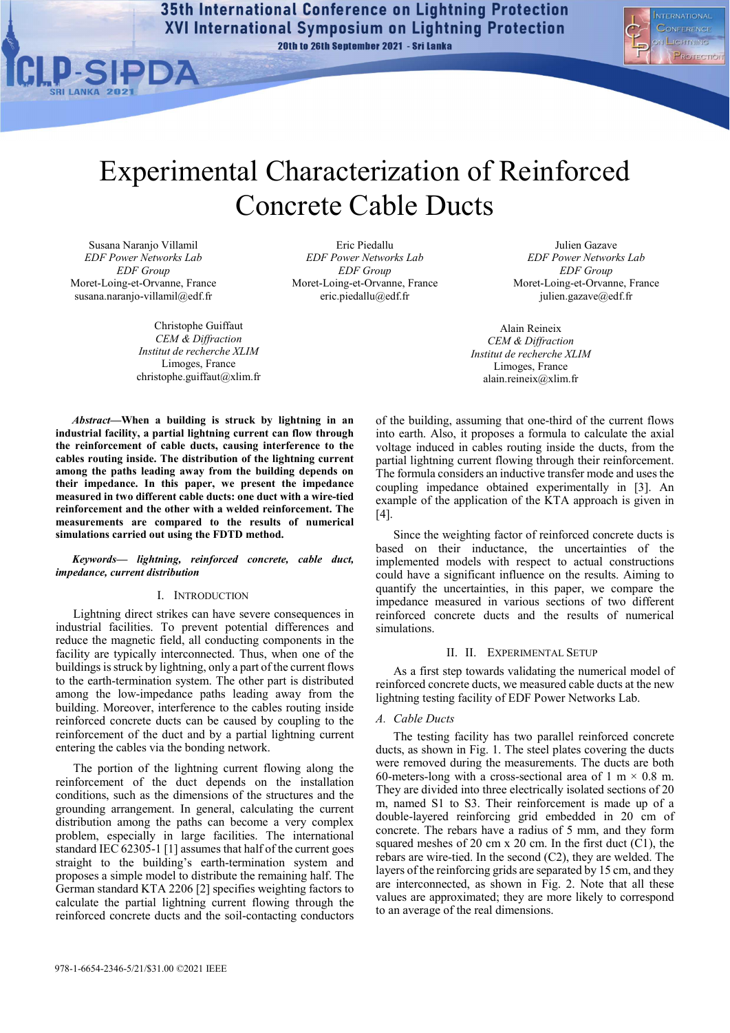# Experimental Characterization of Reinforced Concrete Cable Ducts

Susana Naranjo Villamil
*EDF Power Networks Lab*
*EDF Group*
Moret-Loing-et-Orvanne, France
susana.naranjo-villamil@edf.fr

Eric Piedallu
*EDF Power Networks Lab*
*EDF Group*
Moret-Loing-et-Orvanne, France
eric.piedallu@edf.fr

Julien Gazave
*EDF Power Networks Lab*
*EDF Group*
Moret-Loing-et-Orvanne, France
julien.gazave@edf.fr

Christophe Guiffaut
*CEM & Diffraction*
*Institut de recherche XLIM*
Limoges, France
christophe.guiffaut@xlim.fr

Alain Reineix
*CEM & Diffraction*
*Institut de recherche XLIM*
Limoges, France
alain.reineix@xlim.fr

***Abstract*—When a building is struck by lightning in an industrial facility, a partial lightning current can flow through the reinforcement of cable ducts, causing interference to the cables routing inside. The distribution of the lightning current among the paths leading away from the building depends on their impedance. In this paper, we present the impedance measured in two different cable ducts: one duct with a wire-tied reinforcement and the other with a welded reinforcement. The measurements are compared to the results of numerical simulations carried out using the FDTD method.**

***Keywords— lightning, reinforced concrete, cable duct, impedance, current distribution***

## I. Introduction

Lightning direct strikes can have severe consequences in industrial facilities. To prevent potential differences and reduce the magnetic field, all conducting components in the facility are typically interconnected. Thus, when one of the buildings is struck by lightning, only a part of the current flows to the earth-termination system. The other part is distributed among the low-impedance paths leading away from the building. Moreover, interference to the cables routing inside reinforced concrete ducts can be caused by coupling to the reinforcement of the duct and by a partial lightning current entering the cables via the bonding network.

The portion of the lightning current flowing along the reinforcement of the duct depends on the installation conditions, such as the dimensions of the structures and the grounding arrangement. In general, calculating the current distribution among the paths can become a very complex problem, especially in large facilities. The international standard IEC 62305-1 [1] assumes that half of the current goes straight to the building's earth-termination system and proposes a simple model to distribute the remaining half. The German standard KTA 2206 [2] specifies weighting factors to calculate the partial lightning current flowing through the reinforced concrete ducts and the soil-contacting conductors of the building, assuming that one-third of the current flows into earth. Also, it proposes a formula to calculate the axial voltage induced in cables routing inside the ducts, from the partial lightning current flowing through their reinforcement. The formula considers an inductive transfer mode and uses the coupling impedance obtained experimentally in [3]. An example of the application of the KTA approach is given in [4].

Since the weighting factor of reinforced concrete ducts is based on their inductance, the uncertainties of the implemented models with respect to actual constructions could have a significant influence on the results. Aiming to quantify the uncertainties, in this paper, we compare the impedance measured in various sections of two different reinforced concrete ducts and the results of numerical simulations.

## II. II. Experimental Setup

As a first step towards validating the numerical model of reinforced concrete ducts, we measured cable ducts at the new lightning testing facility of EDF Power Networks Lab.

### A. Cable Ducts

The testing facility has two parallel reinforced concrete ducts, as shown in Fig. 1. The steel plates covering the ducts were removed during the measurements. The ducts are both 60-meters-long with a cross-sectional area of 1 m × 0.8 m. They are divided into three electrically isolated sections of 20 m, named S1 to S3. Their reinforcement is made up of a double-layered reinforcing grid embedded in 20 cm of concrete. The rebars have a radius of 5 mm, and they form squared meshes of 20 cm x 20 cm. In the first duct (C1), the rebars are wire-tied. In the second (C2), they are welded. The layers of the reinforcing grids are separated by 15 cm, and they are interconnected, as shown in Fig. 2. Note that all these values are approximated; they are more likely to correspond to an average of the real dimensions.

978-1-6654-2346-5/21/$31.00 ©2021 IEEE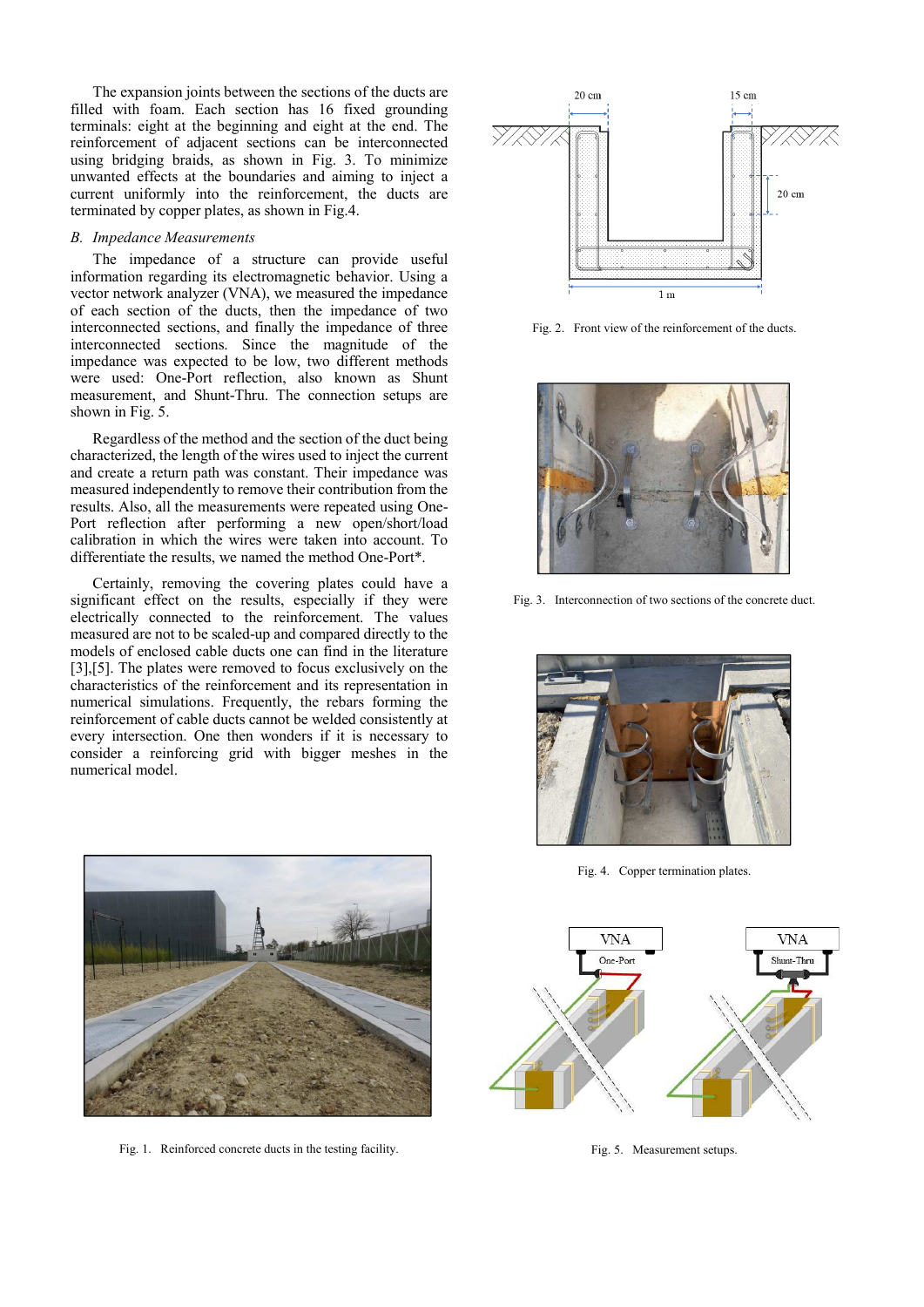The expansion joints between the sections of the ducts are filled with foam. Each section has 16 fixed grounding terminals: eight at the beginning and eight at the end. The reinforcement of adjacent sections can be interconnected using bridging braids, as shown in Fig. 3. To minimize unwanted effects at the boundaries and aiming to inject a current uniformly into the reinforcement, the ducts are terminated by copper plates, as shown in Fig.4.

### *B. Impedance Measurements*

The impedance of a structure can provide useful information regarding its electromagnetic behavior. Using a vector network analyzer (VNA), we measured the impedance of each section of the ducts, then the impedance of two interconnected sections, and finally the impedance of three interconnected sections. Since the magnitude of the impedance was expected to be low, two different methods were used: One-Port reflection, also known as Shunt measurement, and Shunt-Thru. The connection setups are shown in Fig. 5.

Regardless of the method and the section of the duct being characterized, the length of the wires used to inject the current and create a return path was constant. Their impedance was measured independently to remove their contribution from the results. Also, all the measurements were repeated using One-Port reflection after performing a new open/short/load calibration in which the wires were taken into account. To differentiate the results, we named the method One-Port*.

Certainly, removing the covering plates could have a significant effect on the results, especially if they were electrically connected to the reinforcement. The values measured are not to be scaled-up and compared directly to the models of enclosed cable ducts one can find in the literature [3],[5]. The plates were removed to focus exclusively on the characteristics of the reinforcement and its representation in numerical simulations. Frequently, the rebars forming the reinforcement of cable ducts cannot be welded consistently at every intersection. One then wonders if it is necessary to consider a reinforcing grid with bigger meshes in the numerical model.

Fig. 1. Reinforced concrete ducts in the testing facility.

Fig. 2. Front view of the reinforcement of the ducts.

Fig. 3. Interconnection of two sections of the concrete duct.

Fig. 4. Copper termination plates.

Fig. 5. Measurement setups.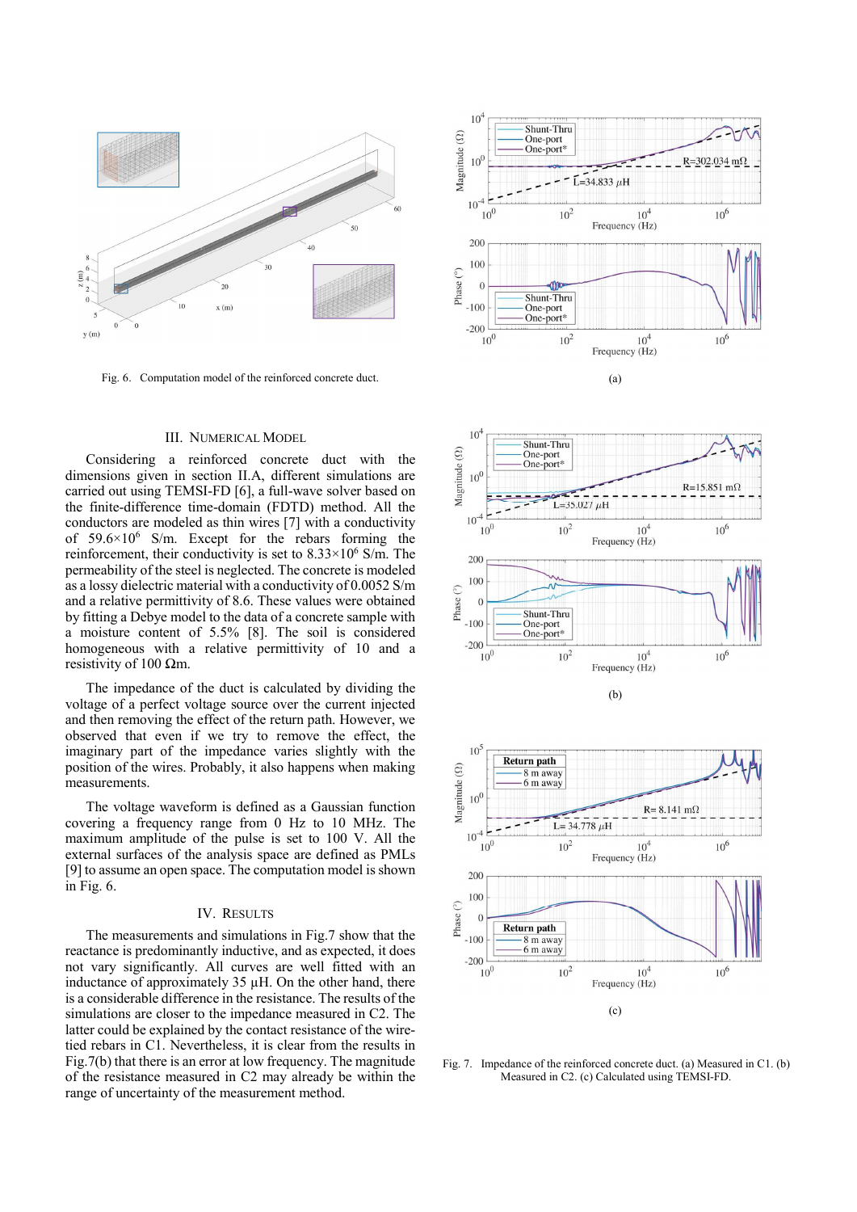Fig. 6. Computation model of the reinforced concrete duct.

Fig. 7. Impedance of the reinforced concrete duct. (a) Measured in C1. (b) Measured in C2. (c) Calculated using TEMSI-FD.

## III. Numerical Model

Considering a reinforced concrete duct with the dimensions given in section II.A, different simulations are carried out using TEMSI-FD [6], a full-wave solver based on the finite-difference time-domain (FDTD) method. All the conductors are modeled as thin wires [7] with a conductivity of $59.6\times10^6$ S/m. Except for the rebars forming the reinforcement, their conductivity is set to $8.33\times10^6$ S/m. The permeability of the steel is neglected. The concrete is modeled as a lossy dielectric material with a conductivity of 0.0052 S/m and a relative permittivity of 8.6. These values were obtained by fitting a Debye model to the data of a concrete sample with a moisture content of 5.5% [8]. The soil is considered homogeneous with a relative permittivity of 10 and a resistivity of 100 Ωm.

The impedance of the duct is calculated by dividing the voltage of a perfect voltage source over the current injected and then removing the effect of the return path. However, we observed that even if we try to remove the effect, the imaginary part of the impedance varies slightly with the position of the wires. Probably, it also happens when making measurements.

The voltage waveform is defined as a Gaussian function covering a frequency range from 0 Hz to 10 MHz. The maximum amplitude of the pulse is set to 100 V. All the external surfaces of the analysis space are defined as PMLs [9] to assume an open space. The computation model is shown in Fig. 6.

## IV. Results

The measurements and simulations in Fig.7 show that the reactance is predominantly inductive, and as expected, it does not vary significantly. All curves are well fitted with an inductance of approximately 35 µH. On the other hand, there is a considerable difference in the resistance. The results of the simulations are closer to the impedance measured in C2. The latter could be explained by the contact resistance of the wire-tied rebars in C1. Nevertheless, it is clear from the results in Fig.7(b) that there is an error at low frequency. The magnitude of the resistance measured in C2 may already be within the range of uncertainty of the measurement method.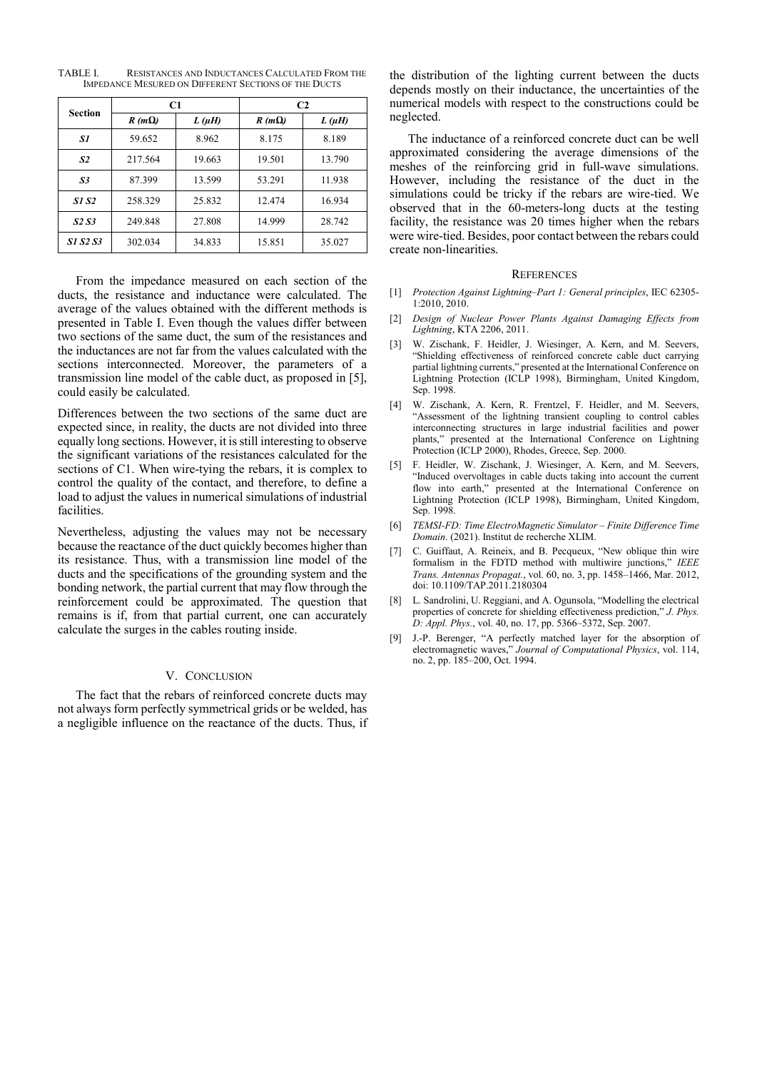TABLE I. RESISTANCES AND INDUCTANCES CALCULATED FROM THE IMPEDANCE MESURED ON DIFFERENT SECTIONS OF THE DUCTS

| Section | C1 | | C2 | |
|---|---|---|---|---|
| | *R (mΩ)* | *L (µH)* | *R (mΩ)* | *L (µH)* |
| ***S1*** | 59.652 | 8.962 | 8.175 | 8.189 |
| ***S2*** | 217.564 | 19.663 | 19.501 | 13.790 |
| ***S3*** | 87.399 | 13.599 | 53.291 | 11.938 |
| ***S1 S2*** | 258.329 | 25.832 | 12.474 | 16.934 |
| ***S2 S3*** | 249.848 | 27.808 | 14.999 | 28.742 |
| ***S1 S2 S3*** | 302.034 | 34.833 | 15.851 | 35.027 |

From the impedance measured on each section of the ducts, the resistance and inductance were calculated. The average of the values obtained with the different methods is presented in Table I. Even though the values differ between two sections of the same duct, the sum of the resistances and the inductances are not far from the values calculated with the sections interconnected. Moreover, the parameters of a transmission line model of the cable duct, as proposed in [5], could easily be calculated.

Differences between the two sections of the same duct are expected since, in reality, the ducts are not divided into three equally long sections. However, it is still interesting to observe the significant variations of the resistances calculated for the sections of C1. When wire-tying the rebars, it is complex to control the quality of the contact, and therefore, to define a load to adjust the values in numerical simulations of industrial facilities.

Nevertheless, adjusting the values may not be necessary because the reactance of the duct quickly becomes higher than its resistance. Thus, with a transmission line model of the ducts and the specifications of the grounding system and the bonding network, the partial current that may flow through the reinforcement could be approximated. The question that remains is if, from that partial current, one can accurately calculate the surges in the cables routing inside.

## V. CONCLUSION

The fact that the rebars of reinforced concrete ducts may not always form perfectly symmetrical grids or be welded, has a negligible influence on the reactance of the ducts. Thus, if the distribution of the lighting current between the ducts depends mostly on their inductance, the uncertainties of the numerical models with respect to the constructions could be neglected.

The inductance of a reinforced concrete duct can be well approximated considering the average dimensions of the meshes of the reinforcing grid in full-wave simulations. However, including the resistance of the duct in the simulations could be tricky if the rebars are wire-tied. We observed that in the 60-meters-long ducts at the testing facility, the resistance was 20 times higher when the rebars were wire-tied. Besides, poor contact between the rebars could create non-linearities.

## REFERENCES

[1] *Protection Against Lightning–Part 1: General principles*, IEC 62305-1:2010, 2010.

[2] *Design of Nuclear Power Plants Against Damaging Effects from Lightning*, KTA 2206, 2011.

[3] W. Zischank, F. Heidler, J. Wiesinger, A. Kern, and M. Seevers, "Shielding effectiveness of reinforced concrete cable duct carrying partial lightning currents," presented at the International Conference on Lightning Protection (ICLP 1998), Birmingham, United Kingdom, Sep. 1998.

[4] W. Zischank, A. Kern, R. Frentzel, F. Heidler, and M. Seevers, "Assessment of the lightning transient coupling to control cables interconnecting structures in large industrial facilities and power plants," presented at the International Conference on Lightning Protection (ICLP 2000), Rhodes, Greece, Sep. 2000.

[5] F. Heidler, W. Zischank, J. Wiesinger, A. Kern, and M. Seevers, "Induced overvoltages in cable ducts taking into account the current flow into earth," presented at the International Conference on Lightning Protection (ICLP 1998), Birmingham, United Kingdom, Sep. 1998.

[6] *TEMSI-FD: Time ElectroMagnetic Simulator – Finite Difference Time Domain*. (2021). Institut de recherche XLIM.

[7] C. Guiffaut, A. Reineix, and B. Pecqueux, "New oblique thin wire formalism in the FDTD method with multiwire junctions," *IEEE Trans. Antennas Propagat.*, vol. 60, no. 3, pp. 1458–1466, Mar. 2012, doi: 10.1109/TAP.2011.2180304

[8] L. Sandrolini, U. Reggiani, and A. Ogunsola, "Modelling the electrical properties of concrete for shielding effectiveness prediction," *J. Phys. D: Appl. Phys.*, vol. 40, no. 17, pp. 5366–5372, Sep. 2007.

[9] J.-P. Berenger, "A perfectly matched layer for the absorption of electromagnetic waves," *Journal of Computational Physics*, vol. 114, no. 2, pp. 185–200, Oct. 1994.